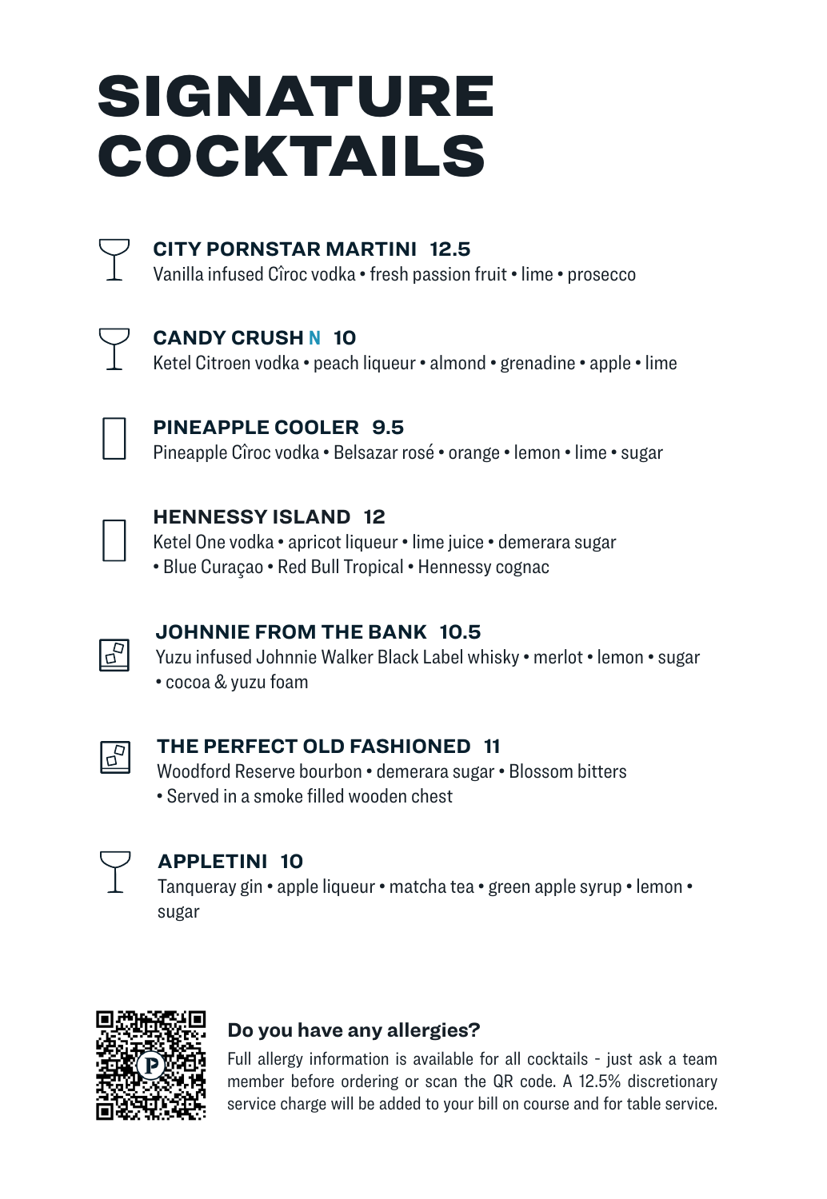# SIGNATURE COCKTAILS

**CITY PORNSTAR MARTINI 12.5**
Vanilla infused Cîroc vodka • fresh passion fruit • lime • prosecco

**CANDY CRUSH N 10**
Ketel Citroen vodka • peach liqueur • almond • grenadine • apple • lime

**PINEAPPLE COOLER 9.5**
Pineapple Cîroc vodka • Belsazar rosé • orange • lemon • lime • sugar

**HENNESSY ISLAND 12**
Ketel One vodka • apricot liqueur • lime juice • demerara sugar • Blue Curaçao • Red Bull Tropical • Hennessy cognac

**JOHNNIE FROM THE BANK 10.5**
Yuzu infused Johnnie Walker Black Label whisky • merlot • lemon • sugar • cocoa & yuzu foam

**THE PERFECT OLD FASHIONED 11**
Woodford Reserve bourbon • demerara sugar • Blossom bitters • Served in a smoke filled wooden chest

**APPLETINI 10**
Tanqueray gin • apple liqueur • matcha tea • green apple syrup • lemon • sugar

### Do you have any allergies?

Full allergy information is available for all cocktails - just ask a team member before ordering or scan the QR code. A 12.5% discretionary service charge will be added to your bill on course and for table service.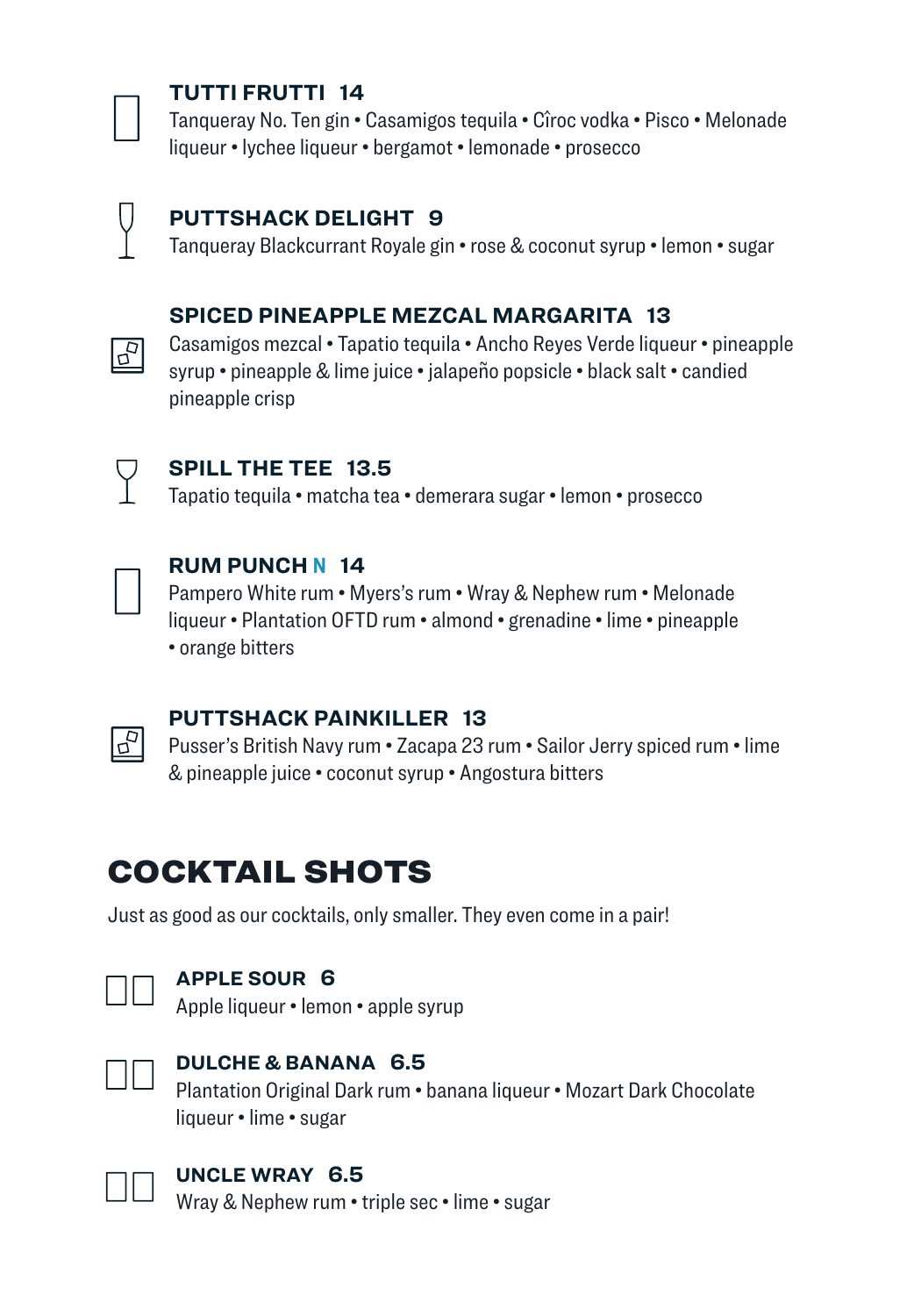### TUTTI FRUTTI 14

Tanqueray No. Ten gin • Casamigos tequila • Cîroc vodka • Pisco • Melonade liqueur • lychee liqueur • bergamot • lemonade • prosecco

### PUTTSHACK DELIGHT 9

Tanqueray Blackcurrant Royale gin • rose & coconut syrup • lemon • sugar

### SPICED PINEAPPLE MEZCAL MARGARITA 13

Casamigos mezcal • Tapatio tequila • Ancho Reyes Verde liqueur • pineapple syrup • pineapple & lime juice • jalapeño popsicle • black salt • candied pineapple crisp

### SPILL THE TEE 13.5

Tapatio tequila • matcha tea • demerara sugar • lemon • prosecco

### RUM PUNCH N 14

Pampero White rum • Myers's rum • Wray & Nephew rum • Melonade liqueur • Plantation OFTD rum • almond • grenadine • lime • pineapple • orange bitters

### PUTTSHACK PAINKILLER 13

Pusser's British Navy rum • Zacapa 23 rum • Sailor Jerry spiced rum • lime & pineapple juice • coconut syrup • Angostura bitters

## COCKTAIL SHOTS

Just as good as our cocktails, only smaller. They even come in a pair!

### APPLE SOUR 6

Apple liqueur • lemon • apple syrup

### DULCHE & BANANA 6.5

Plantation Original Dark rum • banana liqueur • Mozart Dark Chocolate liqueur • lime • sugar

### UNCLE WRAY 6.5

Wray & Nephew rum • triple sec • lime • sugar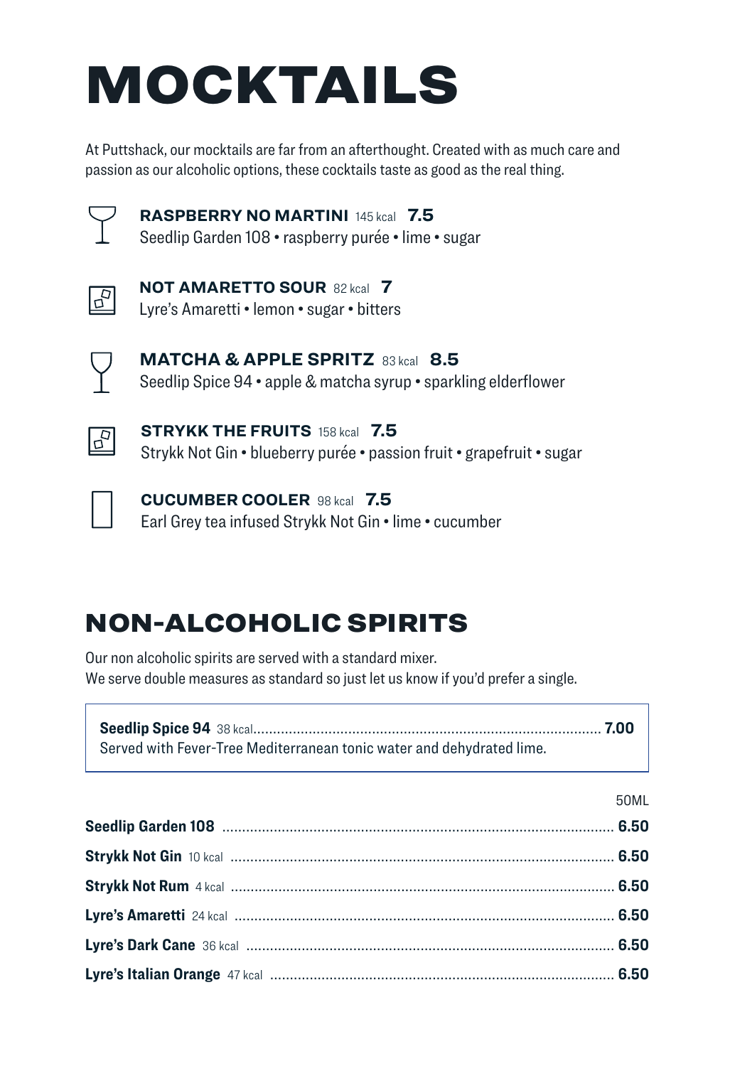# MOCKTAILS

At Puttshack, our mocktails are far from an afterthought. Created with as much care and passion as our alcoholic options, these cocktails taste as good as the real thing.

**RASPBERRY NO MARTINI** 145 kcal **7.5**
Seedlip Garden 108 • raspberry purée • lime • sugar

**NOT AMARETTO SOUR** 82 kcal **7**
Lyre's Amaretti • lemon • sugar • bitters

**MATCHA & APPLE SPRITZ** 83 kcal **8.5**
Seedlip Spice 94 • apple & matcha syrup • sparkling elderflower

**STRYKK THE FRUITS** 158 kcal **7.5**
Strykk Not Gin • blueberry purée • passion fruit • grapefruit • sugar

**CUCUMBER COOLER** 98 kcal **7.5**
Earl Grey tea infused Strykk Not Gin • lime • cucumber

## NON-ALCOHOLIC SPIRITS

Our non alcoholic spirits are served with a standard mixer.
We serve double measures as standard so just let us know if you'd prefer a single.

**Seedlip Spice 94** 38 kcal .......... **7.00**
Served with Fever-Tree Mediterranean tonic water and dehydrated lime.

| | 50ML |
|---|---|
| **Seedlip Garden 108** | **6.50** |
| **Strykk Not Gin** 10 kcal | **6.50** |
| **Strykk Not Rum** 4 kcal | **6.50** |
| **Lyre's Amaretti** 24 kcal | **6.50** |
| **Lyre's Dark Cane** 36 kcal | **6.50** |
| **Lyre's Italian Orange** 47 kcal | **6.50** |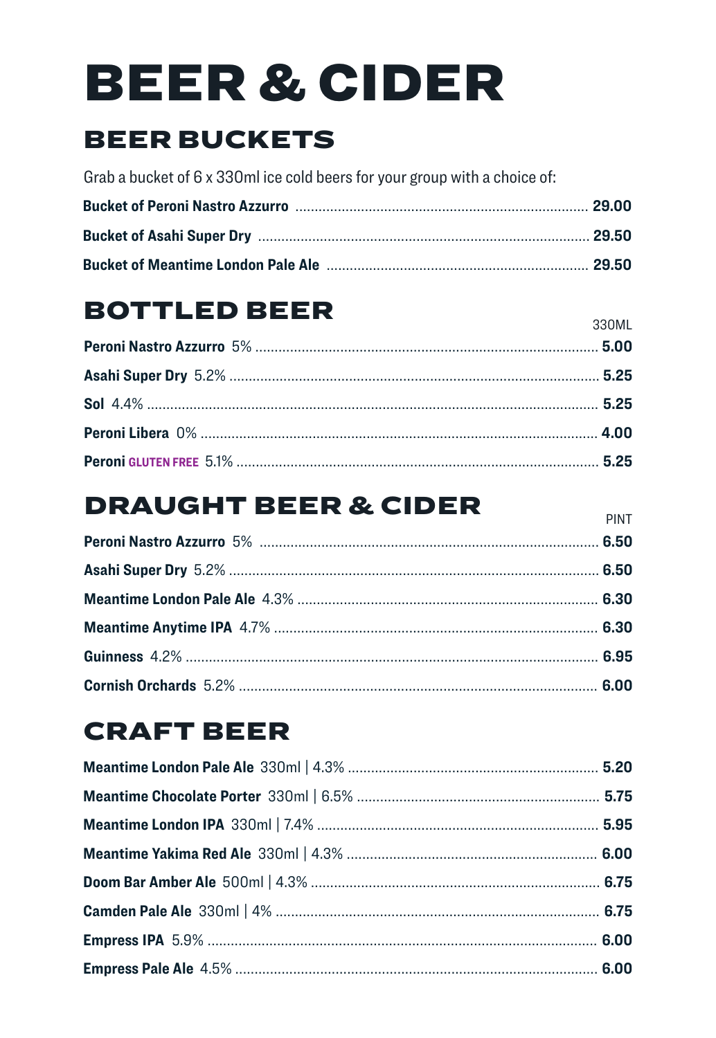# BEER & CIDER

## BEER BUCKETS

Grab a bucket of 6 x 330ml ice cold beers for your group with a choice of:

| | |
|---|---|
| **Bucket of Peroni Nastro Azzurro** | **29.00** |
| **Bucket of Asahi Super Dry** | **29.50** |
| **Bucket of Meantime London Pale Ale** | **29.50** |

## BOTTLED BEER

| | 330ML |
|---|---|
| **Peroni Nastro Azzurro** 5% | **5.00** |
| **Asahi Super Dry** 5.2% | **5.25** |
| **Sol** 4.4% | **5.25** |
| **Peroni Libera** 0% | **4.00** |
| **Peroni** GLUTEN FREE 5.1% | **5.25** |

## DRAUGHT BEER & CIDER

| | PINT |
|---|---|
| **Peroni Nastro Azzurro** 5% | **6.50** |
| **Asahi Super Dry** 5.2% | **6.50** |
| **Meantime London Pale Ale** 4.3% | **6.30** |
| **Meantime Anytime IPA** 4.7% | **6.30** |
| **Guinness** 4.2% | **6.95** |
| **Cornish Orchards** 5.2% | **6.00** |

## CRAFT BEER

| | |
|---|---|
| **Meantime London Pale Ale** 330ml \| 4.3% | **5.20** |
| **Meantime Chocolate Porter** 330ml \| 6.5% | **5.75** |
| **Meantime London IPA** 330ml \| 7.4% | **5.95** |
| **Meantime Yakima Red Ale** 330ml \| 4.3% | **6.00** |
| **Doom Bar Amber Ale** 500ml \| 4.3% | **6.75** |
| **Camden Pale Ale** 330ml \| 4% | **6.75** |
| **Empress IPA** 5.9% | **6.00** |
| **Empress Pale Ale** 4.5% | **6.00** |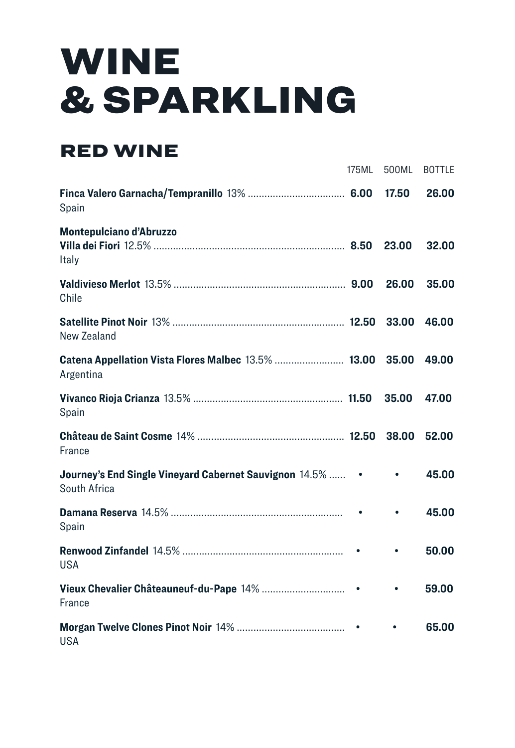# WINE & SPARKLING

## RED WINE

| Wine | 175ML | 500ML | BOTTLE |
|---|---|---|---|
| **Finca Valero Garnacha/Tempranillo** 13%<br>Spain | **6.00** | **17.50** | **26.00** |
| **Montepulciano d'Abruzzo Villa dei Fiori** 12.5%<br>Italy | **8.50** | **23.00** | **32.00** |
| **Valdivieso Merlot** 13.5%<br>Chile | **9.00** | **26.00** | **35.00** |
| **Satellite Pinot Noir** 13%<br>New Zealand | **12.50** | **33.00** | **46.00** |
| **Catena Appellation Vista Flores Malbec** 13.5%<br>Argentina | **13.00** | **35.00** | **49.00** |
| **Vivanco Rioja Crianza** 13.5%<br>Spain | **11.50** | **35.00** | **47.00** |
| **Château de Saint Cosme** 14%<br>France | **12.50** | **38.00** | **52.00** |
| **Journey's End Single Vineyard Cabernet Sauvignon** 14.5%<br>South Africa | • | • | **45.00** |
| **Damana Reserva** 14.5%<br>Spain | • | • | **45.00** |
| **Renwood Zinfandel** 14.5%<br>USA | • | • | **50.00** |
| **Vieux Chevalier Châteauneuf-du-Pape** 14%<br>France | • | • | **59.00** |
| **Morgan Twelve Clones Pinot Noir** 14%<br>USA | • | • | **65.00** |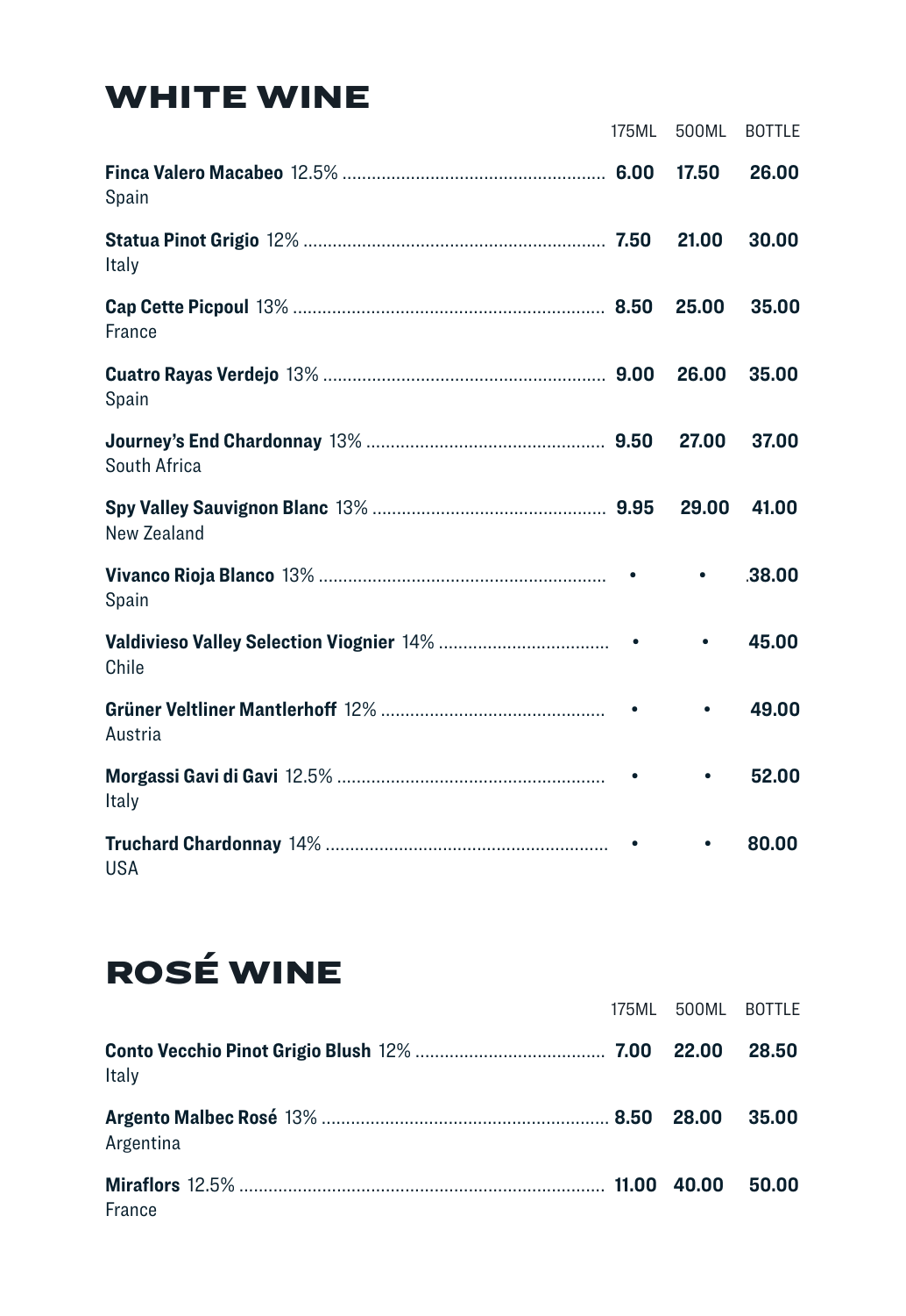# WHITE WINE

| | 175ML | 500ML | BOTTLE |
|---|---|---|---|
| **Finca Valero Macabeo** 12.5%<br>Spain | **6.00** | **17.50** | **26.00** |
| **Statua Pinot Grigio** 12%<br>Italy | **7.50** | **21.00** | **30.00** |
| **Cap Cette Picpoul** 13%<br>France | **8.50** | **25.00** | **35.00** |
| **Cuatro Rayas Verdejo** 13%<br>Spain | **9.00** | **26.00** | **35.00** |
| **Journey's End Chardonnay** 13%<br>South Africa | **9.50** | **27.00** | **37.00** |
| **Spy Valley Sauvignon Blanc** 13%<br>New Zealand | **9.95** | **29.00** | **41.00** |
| **Vivanco Rioja Blanco** 13%<br>Spain | • | • | **.38.00** |
| **Valdivieso Valley Selection Viognier** 14%<br>Chile | • | • | **45.00** |
| **Grüner Veltliner Mantlerhoff** 12%<br>Austria | • | • | **49.00** |
| **Morgassi Gavi di Gavi** 12.5%<br>Italy | • | • | **52.00** |
| **Truchard Chardonnay** 14%<br>USA | • | • | **80.00** |

# ROSÉ WINE

| | 175ML | 500ML | BOTTLE |
|---|---|---|---|
| **Conto Vecchio Pinot Grigio Blush** 12%<br>Italy | **7.00** | **22.00** | **28.50** |
| **Argento Malbec Rosé** 13%<br>Argentina | **8.50** | **28.00** | **35.00** |
| **Miraflors** 12.5%<br>France | **11.00** | **40.00** | **50.00** |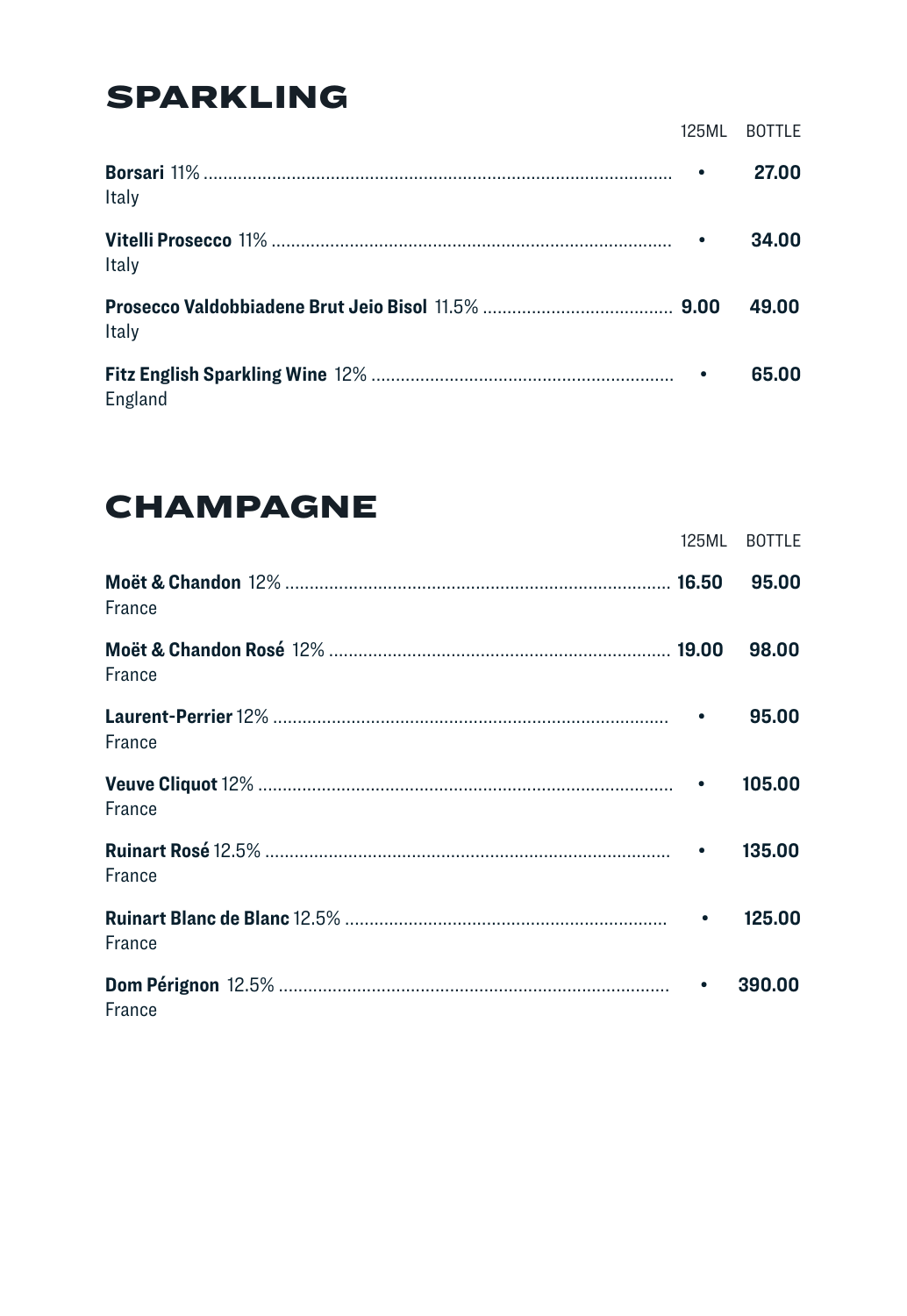## SPARKLING

| | 125ML | BOTTLE |
|---|---|---|
| **Borsari** 11%<br>Italy | • | **27.00** |
| **Vitelli Prosecco** 11%<br>Italy | • | **34.00** |
| **Prosecco Valdobbiadene Brut Jeio Bisol** 11.5%<br>Italy | **9.00** | **49.00** |
| **Fitz English Sparkling Wine** 12%<br>England | • | **65.00** |

## CHAMPAGNE

| | 125ML | BOTTLE |
|---|---|---|
| **Moët & Chandon** 12%<br>France | **16.50** | **95.00** |
| **Moët & Chandon Rosé** 12%<br>France | **19.00** | **98.00** |
| **Laurent-Perrier** 12%<br>France | • | **95.00** |
| **Veuve Cliquot** 12%<br>France | • | **105.00** |
| **Ruinart Rosé** 12.5%<br>France | • | **135.00** |
| **Ruinart Blanc de Blanc** 12.5%<br>France | • | **125.00** |
| **Dom Pérignon** 12.5%<br>France | • | **390.00** |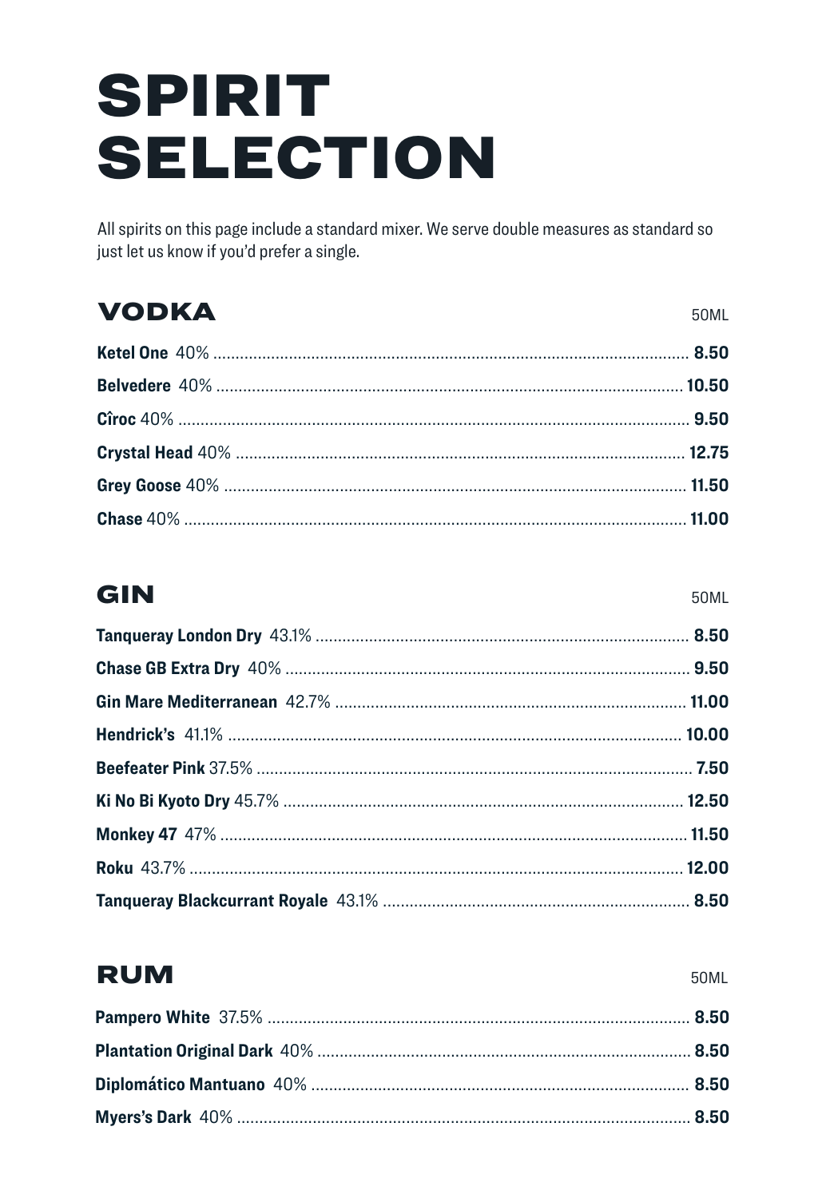# SPIRIT SELECTION

All spirits on this page include a standard mixer. We serve double measures as standard so just let us know if you'd prefer a single.

## VODKA

| | 50ML |
|---|---|
| **Ketel One** 40% | **8.50** |
| **Belvedere** 40% | **10.50** |
| **Cîroc** 40% | **9.50** |
| **Crystal Head** 40% | **12.75** |
| **Grey Goose** 40% | **11.50** |
| **Chase** 40% | **11.00** |

## GIN

| | 50ML |
|---|---|
| **Tanqueray London Dry** 43.1% | **8.50** |
| **Chase GB Extra Dry** 40% | **9.50** |
| **Gin Mare Mediterranean** 42.7% | **11.00** |
| **Hendrick's** 41.1% | **10.00** |
| **Beefeater Pink** 37.5% | **7.50** |
| **Ki No Bi Kyoto Dry** 45.7% | **12.50** |
| **Monkey 47** 47% | **11.50** |
| **Roku** 43.7% | **12.00** |
| **Tanqueray Blackcurrant Royale** 43.1% | **8.50** |

## RUM

| | 50ML |
|---|---|
| **Pampero White** 37.5% | **8.50** |
| **Plantation Original Dark** 40% | **8.50** |
| **Diplomático Mantuano** 40% | **8.50** |
| **Myers's Dark** 40% | **8.50** |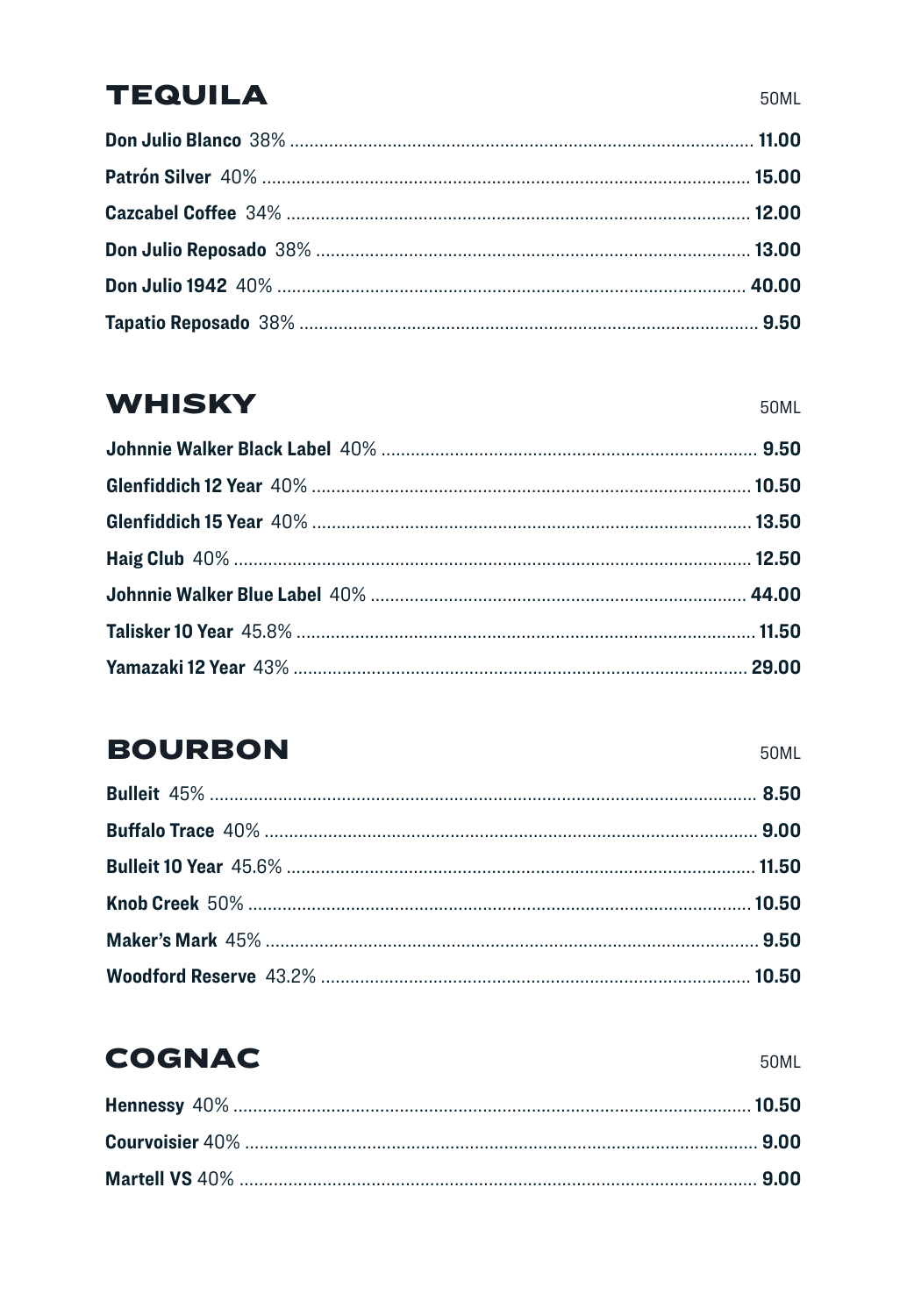## TEQUILA

50ML

**Don Julio Blanco** 38% ............ **11.00**

**Patrón Silver** 40% ............ **15.00**

**Cazcabel Coffee** 34% ............ **12.00**

**Don Julio Reposado** 38% ............ **13.00**

**Don Julio 1942** 40% ............ **40.00**

**Tapatio Reposado** 38% ............ **9.50**

## WHISKY

50ML

**Johnnie Walker Black Label** 40% ............ **9.50**

**Glenfiddich 12 Year** 40% ............ **10.50**

**Glenfiddich 15 Year** 40% ............ **13.50**

**Haig Club** 40% ............ **12.50**

**Johnnie Walker Blue Label** 40% ............ **44.00**

**Talisker 10 Year** 45.8% ............ **11.50**

**Yamazaki 12 Year** 43% ............ **29.00**

## BOURBON

50ML

**Bulleit** 45% ............ **8.50**

**Buffalo Trace** 40% ............ **9.00**

**Bulleit 10 Year** 45.6% ............ **11.50**

**Knob Creek** 50% ............ **10.50**

**Maker's Mark** 45% ............ **9.50**

**Woodford Reserve** 43.2% ............ **10.50**

## COGNAC

50ML

**Hennessy** 40% ............ **10.50**

**Courvoisier** 40% ............ **9.00**

**Martell VS** 40% ............ **9.00**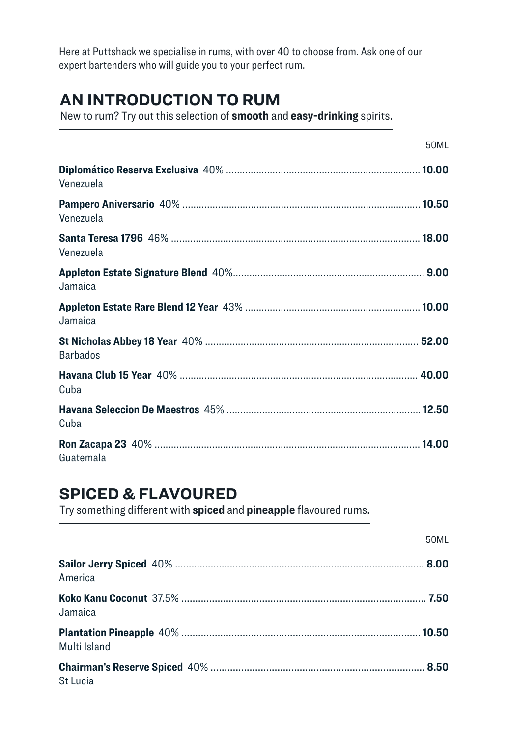Here at Puttshack we specialise in rums, with over 40 to choose from. Ask one of our expert bartenders who will guide you to your perfect rum.

## AN INTRODUCTION TO RUM

New to rum? Try out this selection of **smooth** and **easy-drinking** spirits.

| | 50ML |
|---|---|
| **Diplomático Reserva Exclusiva** 40%<br>Venezuela | **10.00** |
| **Pampero Aniversario** 40%<br>Venezuela | **10.50** |
| **Santa Teresa 1796** 46%<br>Venezuela | **18.00** |
| **Appleton Estate Signature Blend** 40%<br>Jamaica | **9.00** |
| **Appleton Estate Rare Blend 12 Year** 43%<br>Jamaica | **10.00** |
| **St Nicholas Abbey 18 Year** 40%<br>Barbados | **52.00** |
| **Havana Club 15 Year** 40%<br>Cuba | **40.00** |
| **Havana Seleccion De Maestros** 45%<br>Cuba | **12.50** |
| **Ron Zacapa 23** 40%<br>Guatemala | **14.00** |

## SPICED & FLAVOURED

Try something different with **spiced** and **pineapple** flavoured rums.

| | 50ML |
|---|---|
| **Sailor Jerry Spiced** 40%<br>America | **8.00** |
| **Koko Kanu Coconut** 37.5%<br>Jamaica | **7.50** |
| **Plantation Pineapple** 40%<br>Multi Island | **10.50** |
| **Chairman's Reserve Spiced** 40%<br>St Lucia | **8.50** |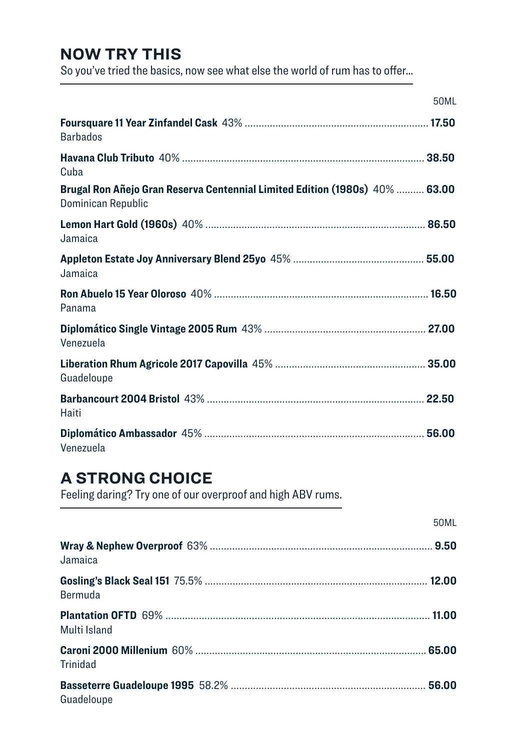## NOW TRY THIS

So you've tried the basics, now see what else the world of rum has to offer...

| | 50ML |
|---|---|
| **Foursquare 11 Year Zinfandel Cask** 43%<br>Barbados | **17.50** |
| **Havana Club Tributo** 40%<br>Cuba | **38.50** |
| **Brugal Ron Añejo Gran Reserva Centennial Limited Edition (1980s)** 40%<br>Dominican Republic | **63.00** |
| **Lemon Hart Gold (1960s)** 40%<br>Jamaica | **86.50** |
| **Appleton Estate Joy Anniversary Blend 25yo** 45%<br>Jamaica | **55.00** |
| **Ron Abuelo 15 Year Oloroso** 40%<br>Panama | **16.50** |
| **Diplomático Single Vintage 2005 Rum** 43%<br>Venezuela | **27.00** |
| **Liberation Rhum Agricole 2017 Capovilla** 45%<br>Guadeloupe | **35.00** |
| **Barbancourt 2004 Bristol** 43%<br>Haiti | **22.50** |
| **Diplomático Ambassador** 45%<br>Venezuela | **56.00** |

## A STRONG CHOICE

Feeling daring? Try one of our overproof and high ABV rums.

| | 50ML |
|---|---|
| **Wray & Nephew Overproof** 63%<br>Jamaica | **9.50** |
| **Gosling's Black Seal 151** 75.5%<br>Bermuda | **12.00** |
| **Plantation OFTD** 69%<br>Multi Island | **11.00** |
| **Caroni 2000 Millenium** 60%<br>Trinidad | **65.00** |
| **Basseterre Guadeloupe 1995** 58.2%<br>Guadeloupe | **56.00** |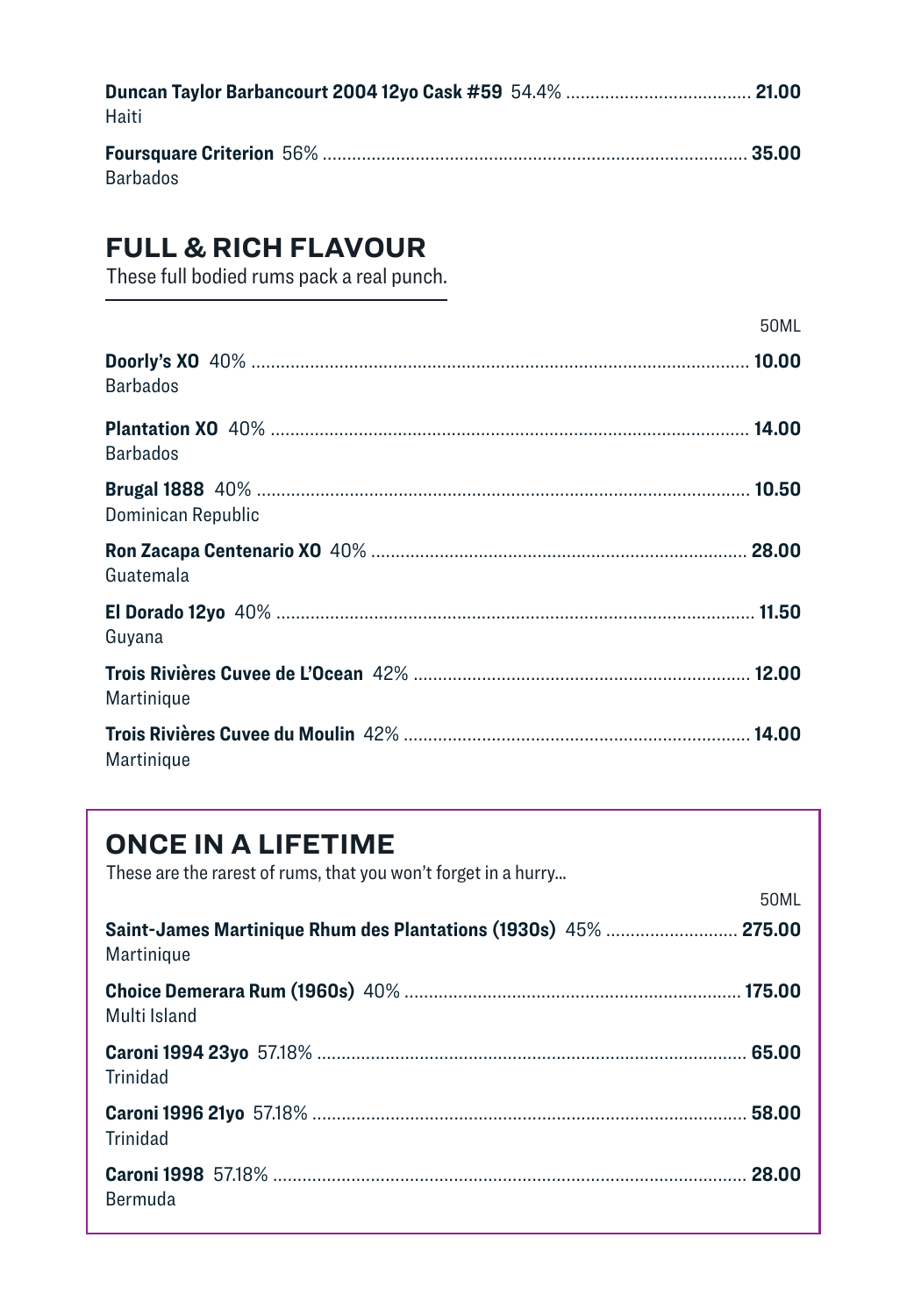**Duncan Taylor Barbancourt 2004 12yo Cask #59** 54.4% ........................................ **21.00**
Haiti

**Foursquare Criterion** 56% ........................................................................................ **35.00**
Barbados

## FULL & RICH FLAVOUR

These full bodied rums pack a real punch.

50ML

**Doorly's XO** 40% ........................................................................................................ **10.00**
Barbados

**Plantation XO** 40% ..................................................................................................... **14.00**
Barbados

**Brugal 1888** 40% ........................................................................................................ **10.50**
Dominican Republic

**Ron Zacapa Centenario XO** 40% ................................................................................ **28.00**
Guatemala

**El Dorado 12yo** 40% .................................................................................................. **11.50**
Guyana

**Trois Rivières Cuvee de L'Ocean** 42% ..................................................................... **12.00**
Martinique

**Trois Rivières Cuvee du Moulin** 42% ........................................................................ **14.00**
Martinique

## ONCE IN A LIFETIME

These are the rarest of rums, that you won't forget in a hurry...

50ML

**Saint-James Martinique Rhum des Plantations (1930s)** 45% ............................ **275.00**
Martinique

**Choice Demerara Rum (1960s)** 40% ..................................................................... **175.00**
Multi Island

**Caroni 1994 23yo** 57.18% ........................................................................................ **65.00**
Trinidad

**Caroni 1996 21yo** 57.18% ........................................................................................ **58.00**
Trinidad

**Caroni 1998** 57.18% .................................................................................................. **28.00**
Bermuda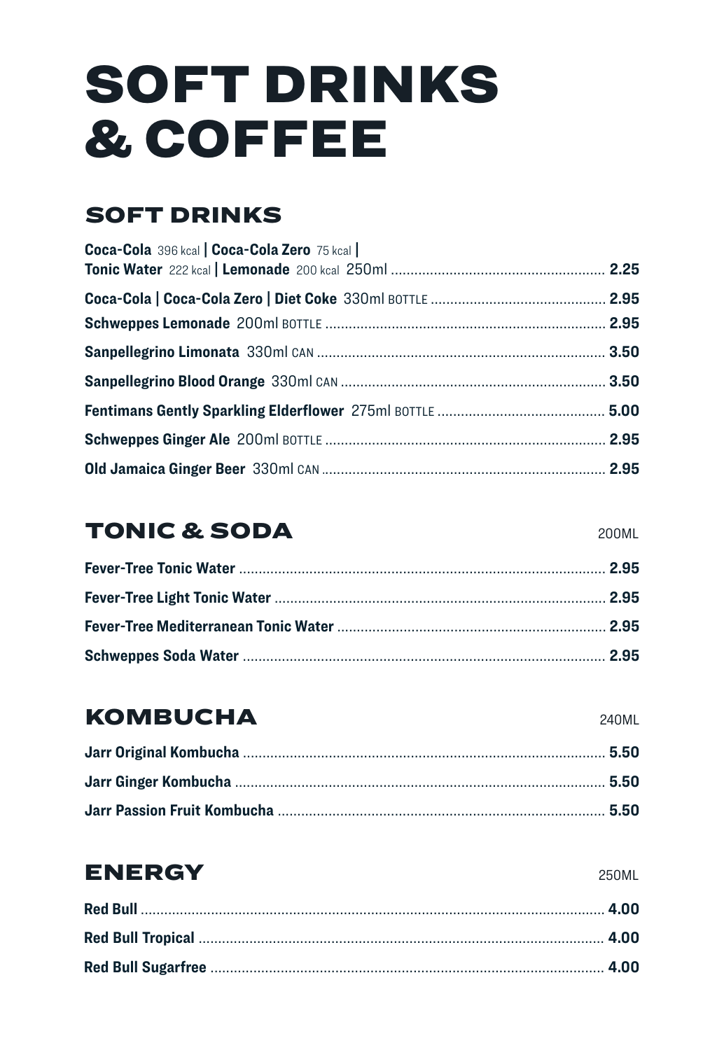# SOFT DRINKS & COFFEE

## SOFT DRINKS

**Coca-Cola** 396 kcal | **Coca-Cola Zero** 75 kcal | **Tonic Water** 222 kcal | **Lemonade** 200 kcal 250ml .......... **2.25**

**Coca-Cola | Coca-Cola Zero | Diet Coke** 330ml BOTTLE .......... **2.95**

**Schweppes Lemonade** 200ml BOTTLE .......... **2.95**

**Sanpellegrino Limonata** 330ml CAN .......... **3.50**

**Sanpellegrino Blood Orange** 330ml CAN .......... **3.50**

**Fentimans Gently Sparkling Elderflower** 275ml BOTTLE .......... **5.00**

**Schweppes Ginger Ale** 200ml BOTTLE .......... **2.95**

**Old Jamaica Ginger Beer** 330ml CAN .......... **2.95**

## TONIC & SODA

200ML

**Fever-Tree Tonic Water** .......... **2.95**

**Fever-Tree Light Tonic Water** .......... **2.95**

**Fever-Tree Mediterranean Tonic Water** .......... **2.95**

**Schweppes Soda Water** .......... **2.95**

## KOMBUCHA

240ML

**Jarr Original Kombucha** .......... **5.50**

**Jarr Ginger Kombucha** .......... **5.50**

**Jarr Passion Fruit Kombucha** .......... **5.50**

## ENERGY

250ML

**Red Bull** .......... **4.00**

**Red Bull Tropical** .......... **4.00**

**Red Bull Sugarfree** .......... **4.00**